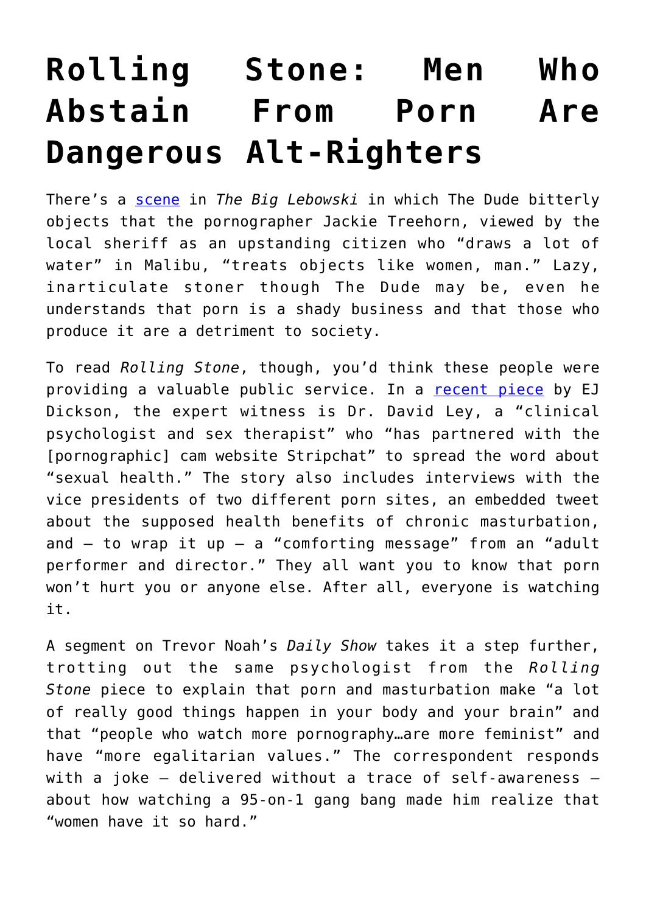# Rolling Stone: Men Who Abstain From Porn Are Dangerous Alt-Righters

There's a [scene](#) in *The Big Lebowski* in which The Dude bitterly objects that the pornographer Jackie Treehorn, viewed by the local sheriff as an upstanding citizen who "draws a lot of water" in Malibu, "treats objects like women, man." Lazy, inarticulate stoner though The Dude may be, even he understands that porn is a shady business and that those who produce it are a detriment to society.

To read *Rolling Stone*, though, you'd think these people were providing a valuable public service. In a [recent piece](#) by EJ Dickson, the expert witness is Dr. David Ley, a "clinical psychologist and sex therapist" who "has partnered with the [pornographic] cam website Stripchat" to spread the word about "sexual health." The story also includes interviews with the vice presidents of two different porn sites, an embedded tweet about the supposed health benefits of chronic masturbation, and – to wrap it up – a "comforting message" from an "adult performer and director." They all want you to know that porn won't hurt you or anyone else. After all, everyone is watching it.

A segment on Trevor Noah's *Daily Show* takes it a step further, trotting out the same psychologist from the *Rolling Stone* piece to explain that porn and masturbation make "a lot of really good things happen in your body and your brain" and that "people who watch more pornography…are more feminist" and have "more egalitarian values." The correspondent responds with a joke – delivered without a trace of self-awareness – about how watching a 95-on-1 gang bang made him realize that "women have it so hard."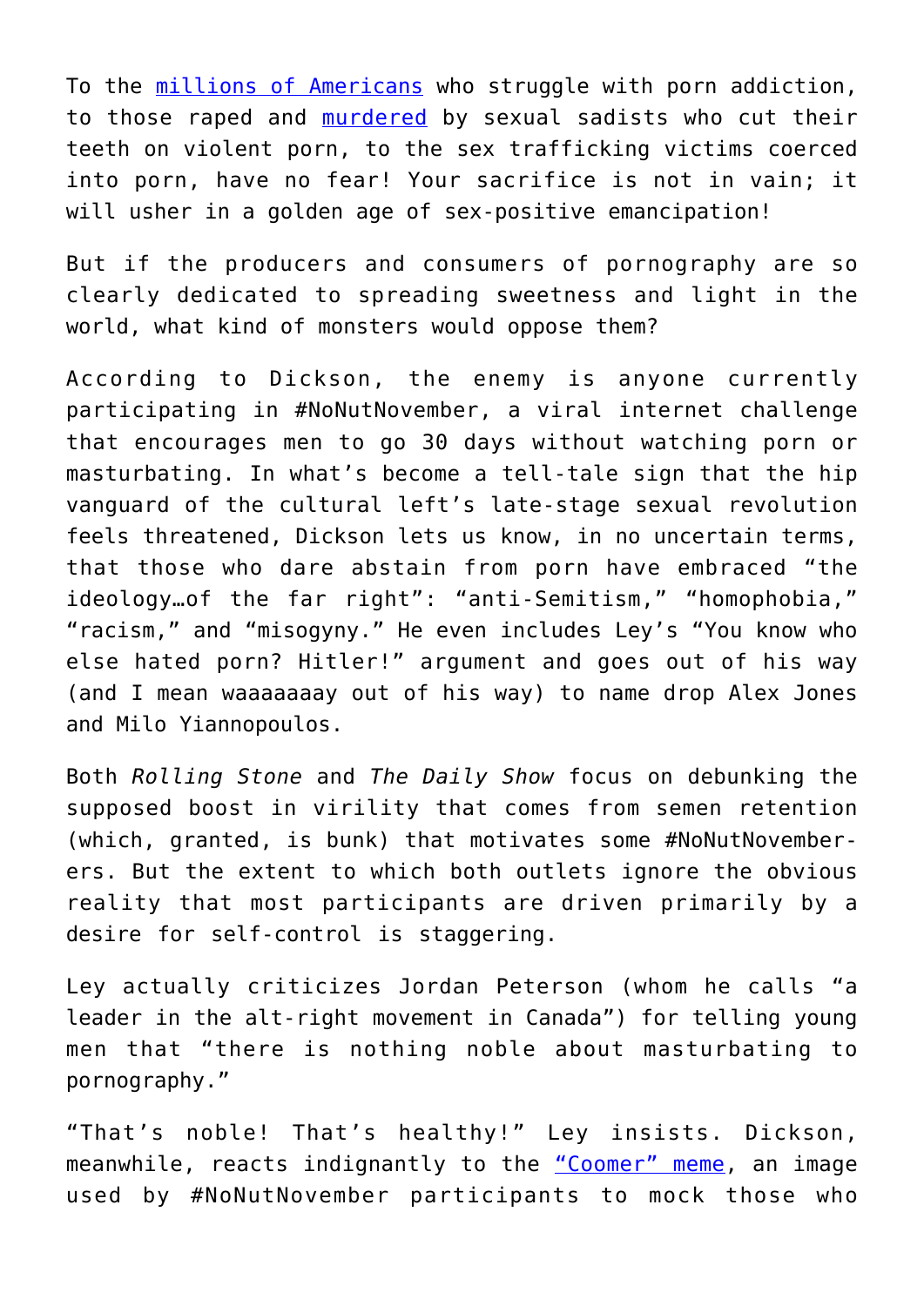To the [millions of Americans] who struggle with porn addiction, to those raped and [murdered] by sexual sadists who cut their teeth on violent porn, to the sex trafficking victims coerced into porn, have no fear! Your sacrifice is not in vain; it will usher in a golden age of sex-positive emancipation!

But if the producers and consumers of pornography are so clearly dedicated to spreading sweetness and light in the world, what kind of monsters would oppose them?

According to Dickson, the enemy is anyone currently participating in #NoNutNovember, a viral internet challenge that encourages men to go 30 days without watching porn or masturbating. In what's become a tell-tale sign that the hip vanguard of the cultural left's late-stage sexual revolution feels threatened, Dickson lets us know, in no uncertain terms, that those who dare abstain from porn have embraced "the ideology…of the far right": "anti-Semitism," "homophobia," "racism," and "misogyny." He even includes Ley's "You know who else hated porn? Hitler!" argument and goes out of his way (and I mean waaaaaaay out of his way) to name drop Alex Jones and Milo Yiannopoulos.

Both *Rolling Stone* and *The Daily Show* focus on debunking the supposed boost in virility that comes from semen retention (which, granted, is bunk) that motivates some #NoNutNovember-ers. But the extent to which both outlets ignore the obvious reality that most participants are driven primarily by a desire for self-control is staggering.

Ley actually criticizes Jordan Peterson (whom he calls "a leader in the alt-right movement in Canada") for telling young men that "there is nothing noble about masturbating to pornography."

"That's noble! That's healthy!" Ley insists. Dickson, meanwhile, reacts indignantly to the ["Coomer" meme], an image used by #NoNutNovember participants to mock those who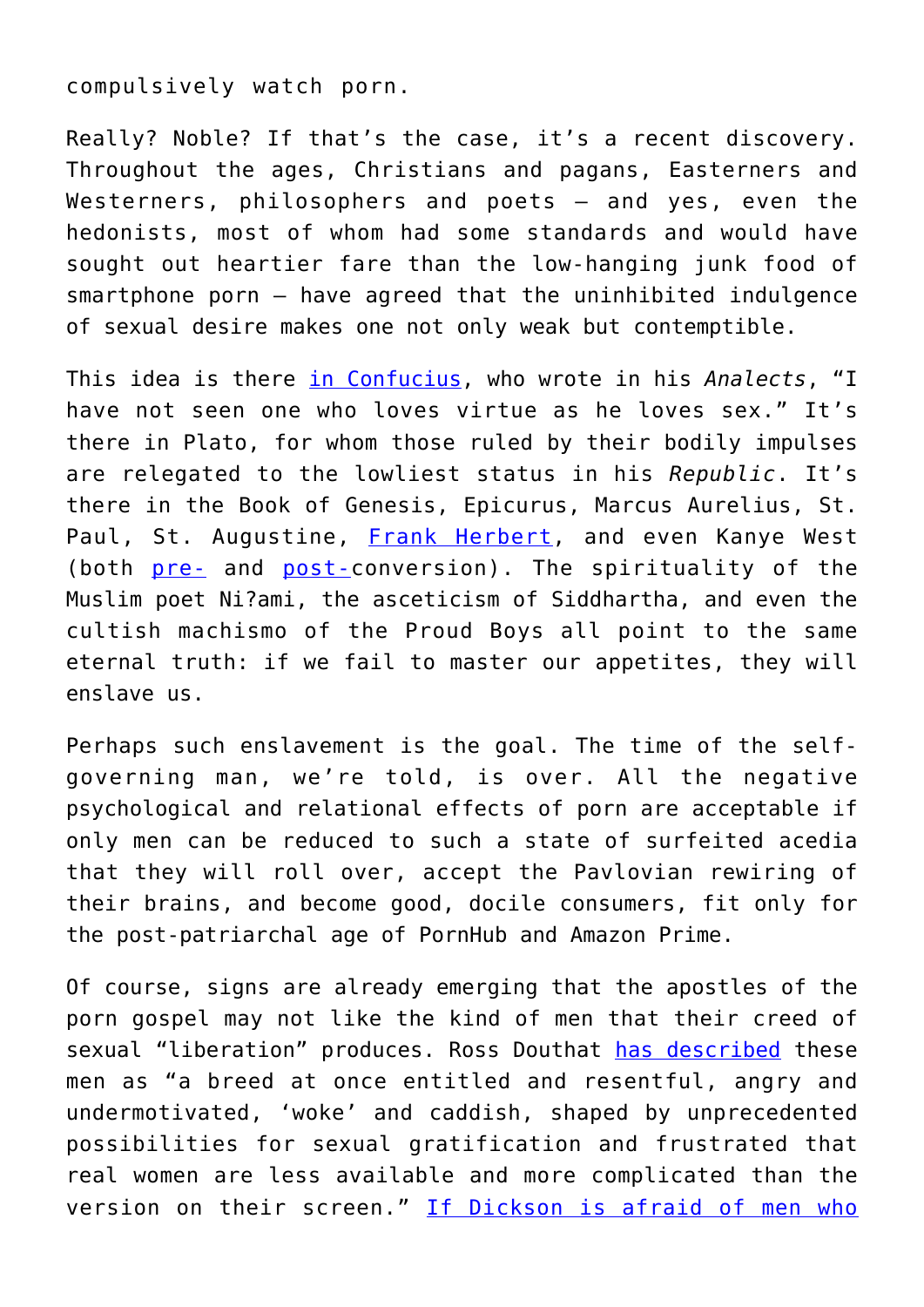compulsively watch porn.

Really? Noble? If that's the case, it's a recent discovery. Throughout the ages, Christians and pagans, Easterners and Westerners, philosophers and poets – and yes, even the hedonists, most of whom had some standards and would have sought out heartier fare than the low-hanging junk food of smartphone porn – have agreed that the uninhibited indulgence of sexual desire makes one not only weak but contemptible.

This idea is there in Confucius, who wrote in his *Analects*, "I have not seen one who loves virtue as he loves sex." It's there in Plato, for whom those ruled by their bodily impulses are relegated to the lowliest status in his *Republic*. It's there in the Book of Genesis, Epicurus, Marcus Aurelius, St. Paul, St. Augustine, Frank Herbert, and even Kanye West (both pre- and post-conversion). The spirituality of the Muslim poet Ni?ami, the asceticism of Siddhartha, and even the cultish machismo of the Proud Boys all point to the same eternal truth: if we fail to master our appetites, they will enslave us.

Perhaps such enslavement is the goal. The time of the self-governing man, we're told, is over. All the negative psychological and relational effects of porn are acceptable if only men can be reduced to such a state of surfeited acedia that they will roll over, accept the Pavlovian rewiring of their brains, and become good, docile consumers, fit only for the post-patriarchal age of PornHub and Amazon Prime.

Of course, signs are already emerging that the apostles of the porn gospel may not like the kind of men that their creed of sexual "liberation" produces. Ross Douthat has described these men as "a breed at once entitled and resentful, angry and undermotivated, 'woke' and caddish, shaped by unprecedented possibilities for sexual gratification and frustrated that real women are less available and more complicated than the version on their screen." If Dickson is afraid of men who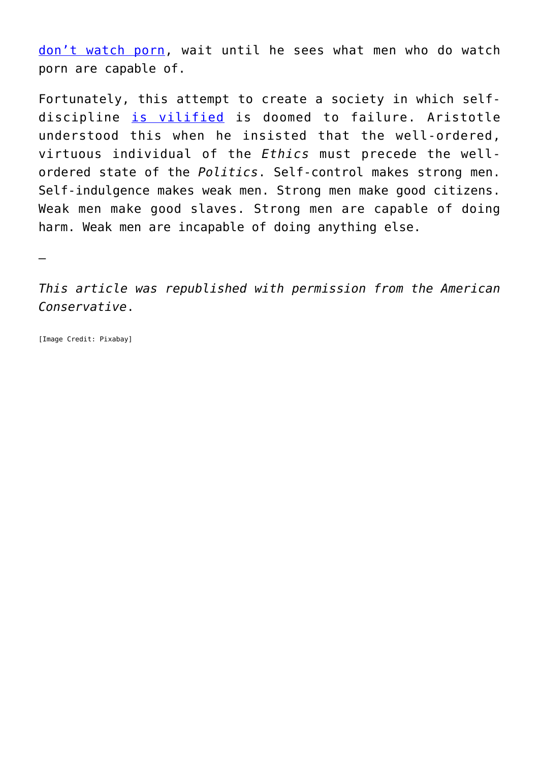don't watch porn, wait until he sees what men who do watch porn are capable of.

Fortunately, this attempt to create a society in which self-discipline is vilified is doomed to failure. Aristotle understood this when he insisted that the well-ordered, virtuous individual of the *Ethics* must precede the well-ordered state of the *Politics*. Self-control makes strong men. Self-indulgence makes weak men. Strong men make good citizens. Weak men make good slaves. Strong men are capable of doing harm. Weak men are incapable of doing anything else.

—

*This article was republished with permission from the American Conservative*.

[Image Credit: Pixabay]